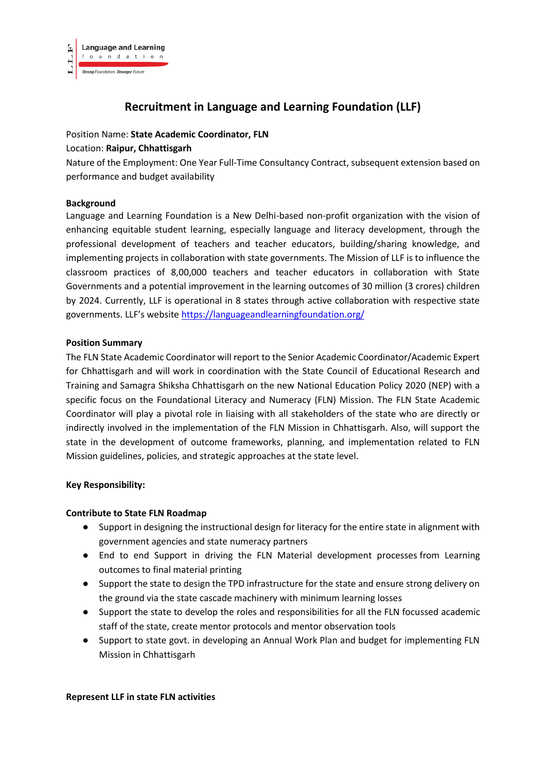# Recruitment in Language and Learning Foundation (LLF)

Position Name: **State Academic Coordinator, FLN**

Location: **Raipur, Chhattisgarh**

Nature of the Employment: One Year Full-Time Consultancy Contract, subsequent extension based on performance and budget availability

**Background**

Language and Learning Foundation is a New Delhi-based non-profit organization with the vision of enhancing equitable student learning, especially language and literacy development, through the professional development of teachers and teacher educators, building/sharing knowledge, and implementing projects in collaboration with state governments. The Mission of LLF is to influence the classroom practices of 8,00,000 teachers and teacher educators in collaboration with State Governments and a potential improvement in the learning outcomes of 30 million (3 crores) children by 2024. Currently, LLF is operational in 8 states through active collaboration with respective state governments. LLF's website https://languageandlearningfoundation.org/

**Position Summary**

The FLN State Academic Coordinator will report to the Senior Academic Coordinator/Academic Expert for Chhattisgarh and will work in coordination with the State Council of Educational Research and Training and Samagra Shiksha Chhattisgarh on the new National Education Policy 2020 (NEP) with a specific focus on the Foundational Literacy and Numeracy (FLN) Mission. The FLN State Academic Coordinator will play a pivotal role in liaising with all stakeholders of the state who are directly or indirectly involved in the implementation of the FLN Mission in Chhattisgarh. Also, will support the state in the development of outcome frameworks, planning, and implementation related to FLN Mission guidelines, policies, and strategic approaches at the state level.

**Key Responsibility:**

**Contribute to State FLN Roadmap**

- Support in designing the instructional design for literacy for the entire state in alignment with government agencies and state numeracy partners
- End to end Support in driving the FLN Material development processes from Learning outcomes to final material printing
- Support the state to design the TPD infrastructure for the state and ensure strong delivery on the ground via the state cascade machinery with minimum learning losses
- Support the state to develop the roles and responsibilities for all the FLN focussed academic staff of the state, create mentor protocols and mentor observation tools
- Support to state govt. in developing an Annual Work Plan and budget for implementing FLN Mission in Chhattisgarh

**Represent LLF in state FLN activities**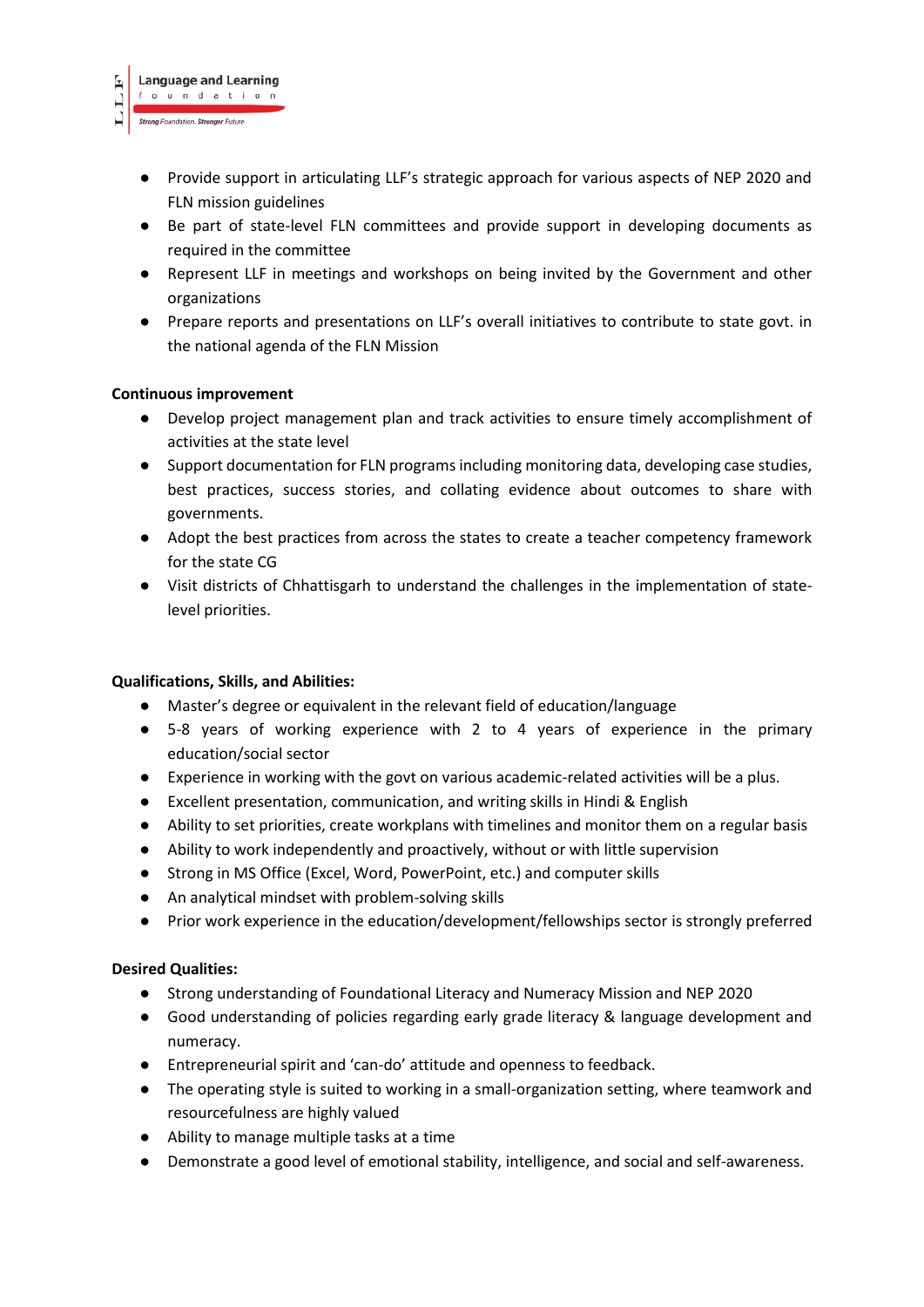- Provide support in articulating LLF's strategic approach for various aspects of NEP 2020 and FLN mission guidelines
- Be part of state-level FLN committees and provide support in developing documents as required in the committee
- Represent LLF in meetings and workshops on being invited by the Government and other organizations
- Prepare reports and presentations on LLF's overall initiatives to contribute to state govt. in the national agenda of the FLN Mission

**Continuous improvement**

- Develop project management plan and track activities to ensure timely accomplishment of activities at the state level
- Support documentation for FLN programs including monitoring data, developing case studies, best practices, success stories, and collating evidence about outcomes to share with governments.
- Adopt the best practices from across the states to create a teacher competency framework for the state CG
- Visit districts of Chhattisgarh to understand the challenges in the implementation of state-level priorities.

**Qualifications, Skills, and Abilities:**

- Master's degree or equivalent in the relevant field of education/language
- 5-8 years of working experience with 2 to 4 years of experience in the primary education/social sector
- Experience in working with the govt on various academic-related activities will be a plus.
- Excellent presentation, communication, and writing skills in Hindi & English
- Ability to set priorities, create workplans with timelines and monitor them on a regular basis
- Ability to work independently and proactively, without or with little supervision
- Strong in MS Office (Excel, Word, PowerPoint, etc.) and computer skills
- An analytical mindset with problem-solving skills
- Prior work experience in the education/development/fellowships sector is strongly preferred

**Desired Qualities:**

- Strong understanding of Foundational Literacy and Numeracy Mission and NEP 2020
- Good understanding of policies regarding early grade literacy & language development and numeracy.
- Entrepreneurial spirit and 'can-do' attitude and openness to feedback.
- The operating style is suited to working in a small-organization setting, where teamwork and resourcefulness are highly valued
- Ability to manage multiple tasks at a time
- Demonstrate a good level of emotional stability, intelligence, and social and self-awareness.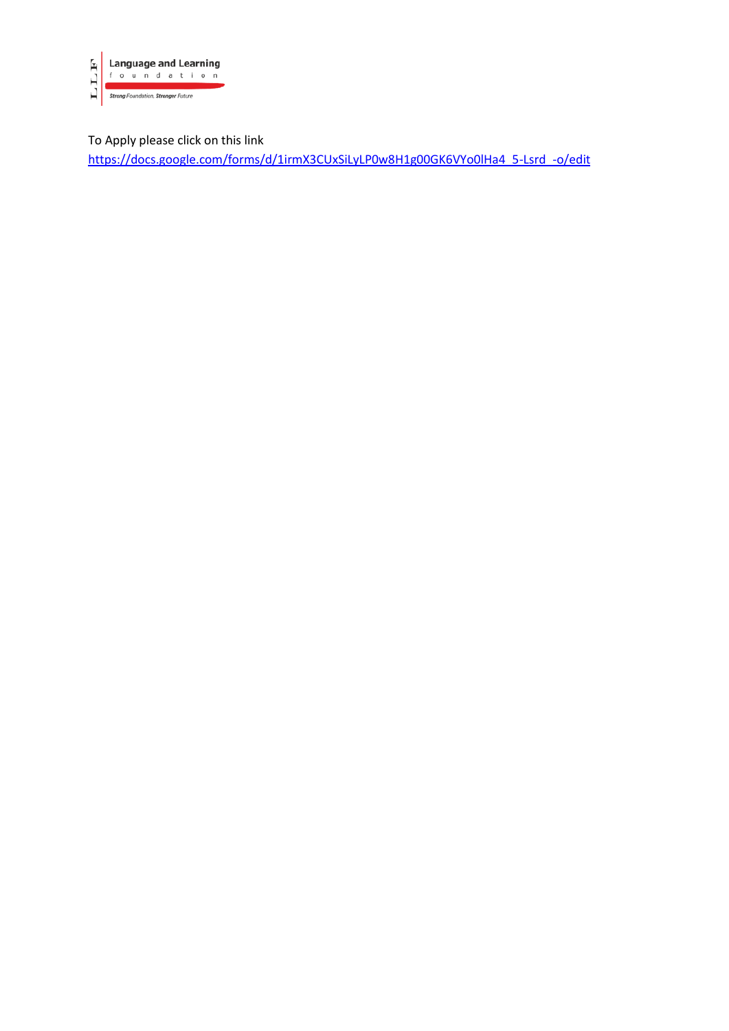To Apply please click on this link

https://docs.google.com/forms/d/1irmX3CUxSiLyLP0w8H1g00GK6VYo0lHa4_5-Lsrd_-o/edit